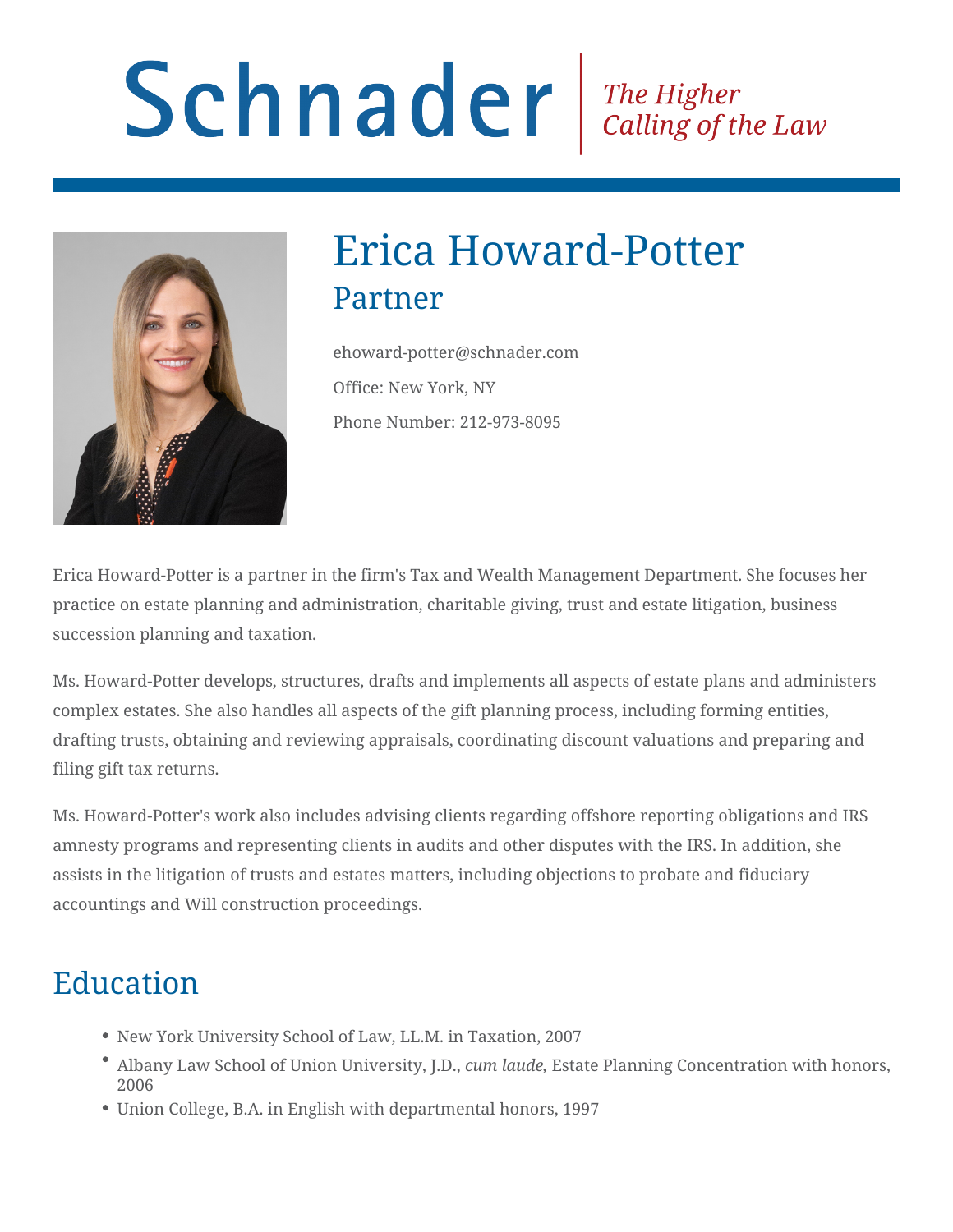Schnader | *The Higher Calling of the Law*

# Erica Howard-Potter

## Partner

ehoward-potter@schnader.com

Office: New York, NY

Phone Number: 212-973-8095

Erica Howard-Potter is a partner in the firm's Tax and Wealth Management Department. She focuses her practice on estate planning and administration, charitable giving, trust and estate litigation, business succession planning and taxation.

Ms. Howard-Potter develops, structures, drafts and implements all aspects of estate plans and administers complex estates. She also handles all aspects of the gift planning process, including forming entities, drafting trusts, obtaining and reviewing appraisals, coordinating discount valuations and preparing and filing gift tax returns.

Ms. Howard-Potter's work also includes advising clients regarding offshore reporting obligations and IRS amnesty programs and representing clients in audits and other disputes with the IRS. In addition, she assists in the litigation of trusts and estates matters, including objections to probate and fiduciary accountings and Will construction proceedings.

## Education

- New York University School of Law, LL.M. in Taxation, 2007
- Albany Law School of Union University, J.D., *cum laude,* Estate Planning Concentration with honors, 2006
- Union College, B.A. in English with departmental honors, 1997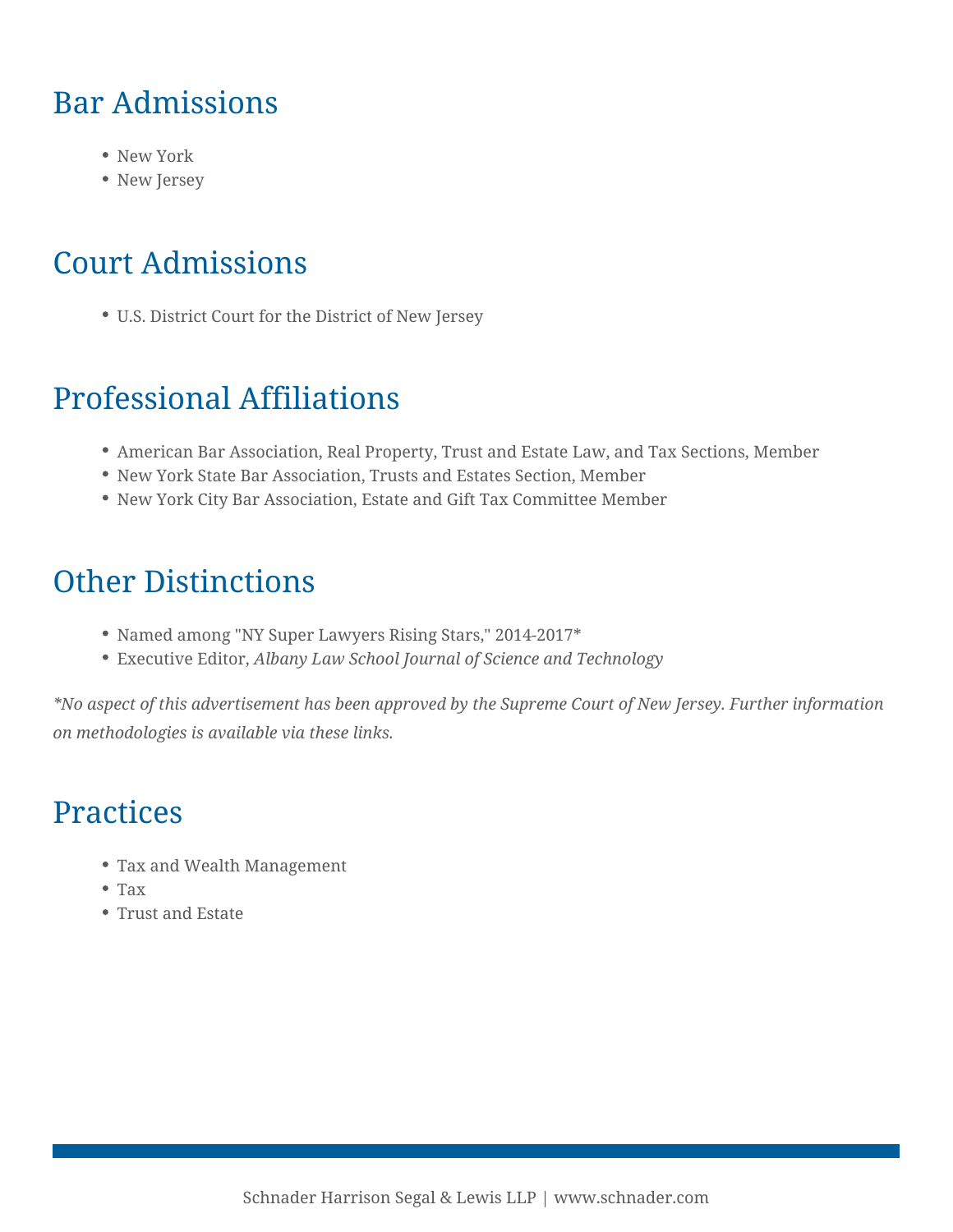## Bar Admissions

- New York
- New Jersey

## Court Admissions

- U.S. District Court for the District of New Jersey

## Professional Affiliations

- American Bar Association, Real Property, Trust and Estate Law, and Tax Sections, Member
- New York State Bar Association, Trusts and Estates Section, Member
- New York City Bar Association, Estate and Gift Tax Committee Member

## Other Distinctions

- Named among "NY Super Lawyers Rising Stars," 2014-2017*
- Executive Editor, *Albany Law School Journal of Science and Technology*

*\*No aspect of this advertisement has been approved by the Supreme Court of New Jersey. Further information on methodologies is available via these links.*

## Practices

- Tax and Wealth Management
- Tax
- Trust and Estate